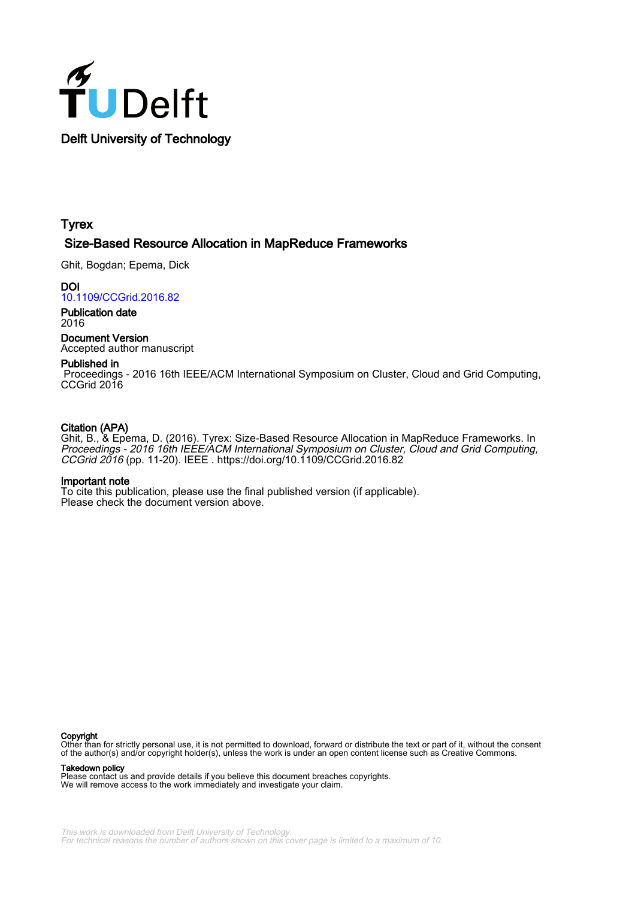TUDelft

Delft University of Technology

# Tyrex

## Size-Based Resource Allocation in MapReduce Frameworks

Ghit, Bogdan; Epema, Dick

**DOI**
10.1109/CCGrid.2016.82

**Publication date**
2016

**Document Version**
Accepted author manuscript

**Published in**
Proceedings - 2016 16th IEEE/ACM International Symposium on Cluster, Cloud and Grid Computing, CCGrid 2016

**Citation (APA)**
Ghit, B., & Epema, D. (2016). Tyrex: Size-Based Resource Allocation in MapReduce Frameworks. In *Proceedings - 2016 16th IEEE/ACM International Symposium on Cluster, Cloud and Grid Computing, CCGrid 2016* (pp. 11-20). IEEE . https://doi.org/10.1109/CCGrid.2016.82

**Important note**
To cite this publication, please use the final published version (if applicable).
Please check the document version above.

**Copyright**
Other than for strictly personal use, it is not permitted to download, forward or distribute the text or part of it, without the consent of the author(s) and/or copyright holder(s), unless the work is under an open content license such as Creative Commons.

**Takedown policy**
Please contact us and provide details if you believe this document breaches copyrights.
We will remove access to the work immediately and investigate your claim.

*This work is downloaded from Delft University of Technology.*
*For technical reasons the number of authors shown on this cover page is limited to a maximum of 10.*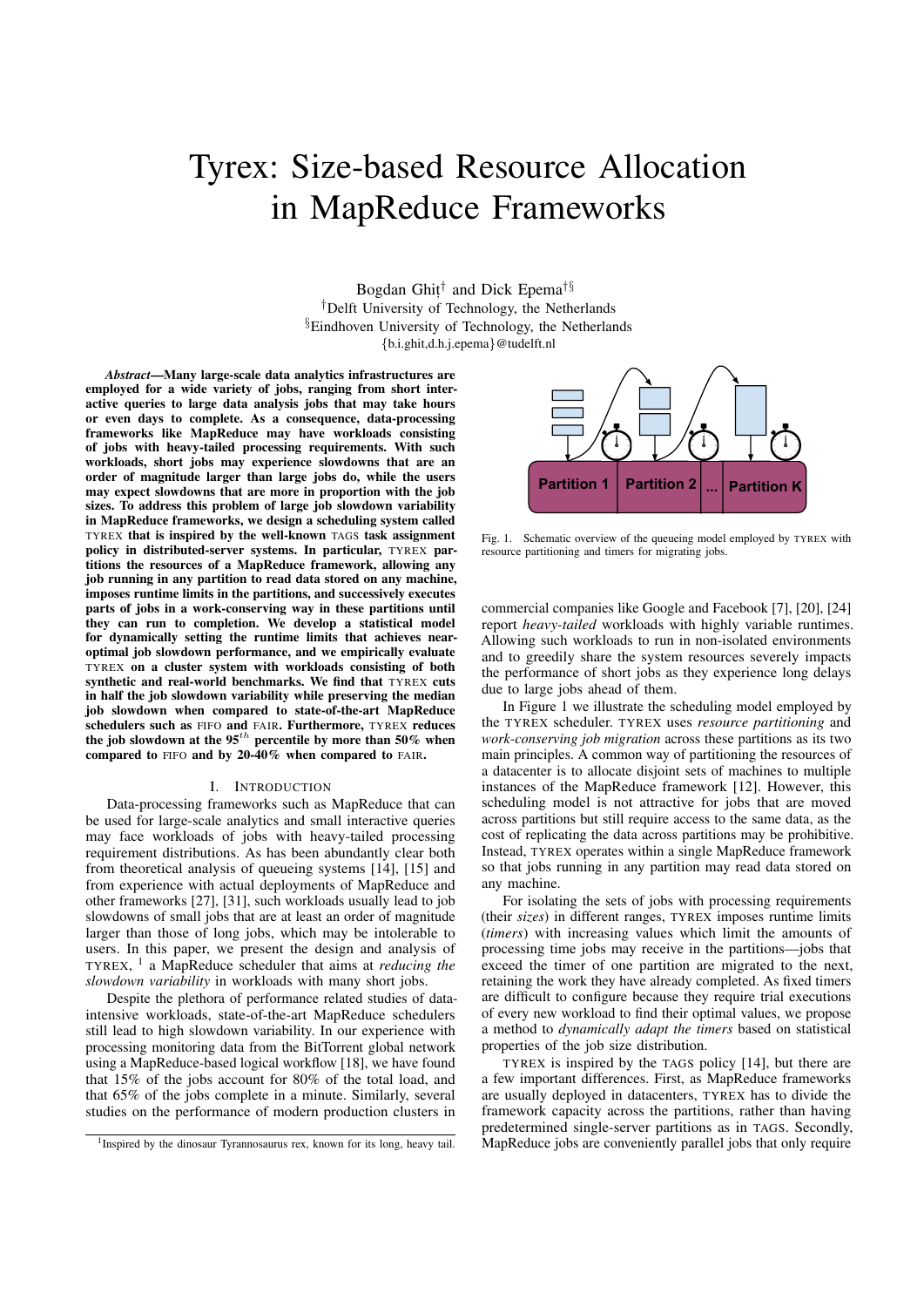# Tyrex: Size-based Resource Allocation in MapReduce Frameworks

Bogdan Ghiț[†] and Dick Epema[†§]

[†]Delft University of Technology, the Netherlands

[§]Eindhoven University of Technology, the Netherlands

{b.i.ghit,d.h.j.epema}@tudelft.nl

***Abstract*—Many large-scale data analytics infrastructures are employed for a wide variety of jobs, ranging from short interactive queries to large data analysis jobs that may take hours or even days to complete. As a consequence, data-processing frameworks like MapReduce may have workloads consisting of jobs with heavy-tailed processing requirements. With such workloads, short jobs may experience slowdowns that are an order of magnitude larger than large jobs do, while the users may expect slowdowns that are more in proportion with the job sizes. To address this problem of large job slowdown variability in MapReduce frameworks, we design a scheduling system called TYREX that is inspired by the well-known TAGS task assignment policy in distributed-server systems. In particular, TYREX partitions the resources of a MapReduce framework, allowing any job running in any partition to read data stored on any machine, imposes runtime limits in the partitions, and successively executes parts of jobs in a work-conserving way in these partitions until they can run to completion. We develop a statistical model for dynamically setting the runtime limits that achieves near-optimal job slowdown performance, and we empirically evaluate TYREX on a cluster system with workloads consisting of both synthetic and real-world benchmarks. We find that TYREX cuts in half the job slowdown variability while preserving the median job slowdown when compared to state-of-the-art MapReduce schedulers such as FIFO and FAIR. Furthermore, TYREX reduces the job slowdown at the 95$^{th}$ percentile by more than 50% when compared to FIFO and by 20-40% when compared to FAIR.**

## I. INTRODUCTION

Data-processing frameworks such as MapReduce that can be used for large-scale analytics and small interactive queries may face workloads of jobs with heavy-tailed processing requirement distributions. As has been abundantly clear both from theoretical analysis of queueing systems [14], [15] and from experience with actual deployments of MapReduce and other frameworks [27], [31], such workloads usually lead to job slowdowns of small jobs that are at least an order of magnitude larger than those of long jobs, which may be intolerable to users. In this paper, we present the design and analysis of TYREX, [1] a MapReduce scheduler that aims at *reducing the slowdown variability* in workloads with many short jobs.

Despite the plethora of performance related studies of data-intensive workloads, state-of-the-art MapReduce schedulers still lead to high slowdown variability. In our experience with processing monitoring data from the BitTorrent global network using a MapReduce-based logical workflow [18], we have found that 15% of the jobs account for 80% of the total load, and that 65% of the jobs complete in a minute. Similarly, several studies on the performance of modern production clusters in commercial companies like Google and Facebook [7], [20], [24] report *heavy-tailed* workloads with highly variable runtimes. Allowing such workloads to run in non-isolated environments and to greedily share the system resources severely impacts the performance of short jobs as they experience long delays due to large jobs ahead of them.

[1]Inspired by the dinosaur Tyrannosaurus rex, known for its long, heavy tail.

Fig. 1. Schematic overview of the queueing model employed by TYREX with resource partitioning and timers for migrating jobs.

In Figure 1 we illustrate the scheduling model employed by the TYREX scheduler. TYREX uses *resource partitioning* and *work-conserving job migration* across these partitions as its two main principles. A common way of partitioning the resources of a datacenter is to allocate disjoint sets of machines to multiple instances of the MapReduce framework [12]. However, this scheduling model is not attractive for jobs that are moved across partitions but still require access to the same data, as the cost of replicating the data across partitions may be prohibitive. Instead, TYREX operates within a single MapReduce framework so that jobs running in any partition may read data stored on any machine.

For isolating the sets of jobs with processing requirements (their *sizes*) in different ranges, TYREX imposes runtime limits (*timers*) with increasing values which limit the amounts of processing time jobs may receive in the partitions—jobs that exceed the timer of one partition are migrated to the next, retaining the work they have already completed. As fixed timers are difficult to configure because they require trial executions of every new workload to find their optimal values, we propose a method to *dynamically adapt the timers* based on statistical properties of the job size distribution.

TYREX is inspired by the TAGS policy [14], but there are a few important differences. First, as MapReduce frameworks are usually deployed in datacenters, TYREX has to divide the framework capacity across the partitions, rather than having predetermined single-server partitions as in TAGS. Secondly, MapReduce jobs are conveniently parallel jobs that only require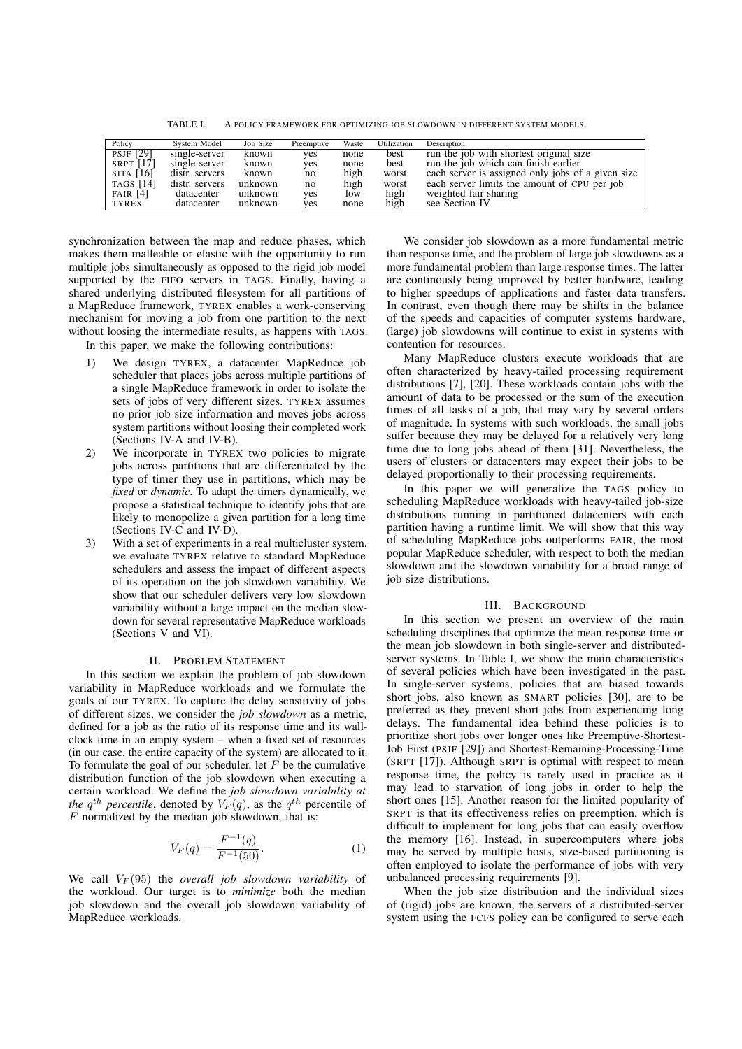TABLE I. A POLICY FRAMEWORK FOR OPTIMIZING JOB SLOWDOWN IN DIFFERENT SYSTEM MODELS.

| Policy | System Model | Job Size | Preemptive | Waste | Utilization | Description |
|---|---|---|---|---|---|---|
| PSJF [29] | single-server | known | yes | none | best | run the job with shortest original size |
| SRPT [17] | single-server | known | yes | none | best | run the job which can finish earlier |
| SITA [16] | distr. servers | known | no | high | worst | each server is assigned only jobs of a given size |
| TAGS [14] | distr. servers | unknown | no | high | worst | each server limits the amount of CPU per job |
| FAIR [4] | datacenter | unknown | yes | low | high | weighted fair-sharing |
| TYREX | datacenter | unknown | yes | none | high | see Section IV |

synchronization between the map and reduce phases, which makes them malleable or elastic with the opportunity to run multiple jobs simultaneously as opposed to the rigid job model supported by the FIFO servers in TAGS. Finally, having a shared underlying distributed filesystem for all partitions of a MapReduce framework, TYREX enables a work-conserving mechanism for moving a job from one partition to the next without loosing the intermediate results, as happens with TAGS.

In this paper, we make the following contributions:

1) We design TYREX, a datacenter MapReduce job scheduler that places jobs across multiple partitions of a single MapReduce framework in order to isolate the sets of jobs of very different sizes. TYREX assumes no prior job size information and moves jobs across system partitions without loosing their completed work (Sections IV-A and IV-B).
2) We incorporate in TYREX two policies to migrate jobs across partitions that are differentiated by the type of timer they use in partitions, which may be *fixed* or *dynamic*. To adapt the timers dynamically, we propose a statistical technique to identify jobs that are likely to monopolize a given partition for a long time (Sections IV-C and IV-D).
3) With a set of experiments in a real multicluster system, we evaluate TYREX relative to standard MapReduce schedulers and assess the impact of different aspects of its operation on the job slowdown variability. We show that our scheduler delivers very low slowdown variability without a large impact on the median slowdown for several representative MapReduce workloads (Sections V and VI).

## II. PROBLEM STATEMENT

In this section we explain the problem of job slowdown variability in MapReduce workloads and we formulate the goals of our TYREX. To capture the delay sensitivity of jobs of different sizes, we consider the *job slowdown* as a metric, defined for a job as the ratio of its response time and its wall-clock time in an empty system – when a fixed set of resources (in our case, the entire capacity of the system) are allocated to it. To formulate the goal of our scheduler, let $F$ be the cumulative distribution function of the job slowdown when executing a certain workload. We define the *job slowdown variability at the $q^{th}$ percentile*, denoted by $V_F(q)$, as the $q^{th}$ percentile of $F$ normalized by the median job slowdown, that is:

$$V_F(q) = \frac{F^{-1}(q)}{F^{-1}(50)}. \tag{1}$$

We call $V_F(95)$ the *overall job slowdown variability* of the workload. Our target is to *minimize* both the median job slowdown and the overall job slowdown variability of MapReduce workloads.

We consider job slowdown as a more fundamental metric than response time, and the problem of large job slowdowns as a more fundamental problem than large response times. The latter are continously being improved by better hardware, leading to higher speedups of applications and faster data transfers. In contrast, even though there may be shifts in the balance of the speeds and capacities of computer systems hardware, (large) job slowdowns will continue to exist in systems with contention for resources.

Many MapReduce clusters execute workloads that are often characterized by heavy-tailed processing requirement distributions [7], [20]. These workloads contain jobs with the amount of data to be processed or the sum of the execution times of all tasks of a job, that may vary by several orders of magnitude. In systems with such workloads, the small jobs suffer because they may be delayed for a relatively very long time due to long jobs ahead of them [31]. Nevertheless, the users of clusters or datacenters may expect their jobs to be delayed proportionally to their processing requirements.

In this paper we will generalize the TAGS policy to scheduling MapReduce workloads with heavy-tailed job-size distributions running in partitioned datacenters with each partition having a runtime limit. We will show that this way of scheduling MapReduce jobs outperforms FAIR, the most popular MapReduce scheduler, with respect to both the median slowdown and the slowdown variability for a broad range of job size distributions.

## III. BACKGROUND

In this section we present an overview of the main scheduling disciplines that optimize the mean response time or the mean job slowdown in both single-server and distributed-server systems. In Table I, we show the main characteristics of several policies which have been investigated in the past. In single-server systems, policies that are biased towards short jobs, also known as SMART policies [30], are to be preferred as they prevent short jobs from experiencing long delays. The fundamental idea behind these policies is to prioritize short jobs over longer ones like Preemptive-Shortest-Job First (PSJF [29]) and Shortest-Remaining-Processing-Time (SRPT [17]). Although SRPT is optimal with respect to mean response time, the policy is rarely used in practice as it may lead to starvation of long jobs in order to help the short ones [15]. Another reason for the limited popularity of SRPT is that its effectiveness relies on preemption, which is difficult to implement for long jobs that can easily overflow the memory [16]. Instead, in supercomputers where jobs may be served by multiple hosts, size-based partitioning is often employed to isolate the performance of jobs with very unbalanced processing requirements [9].

When the job size distribution and the individual sizes of (rigid) jobs are known, the servers of a distributed-server system using the FCFS policy can be configured to serve each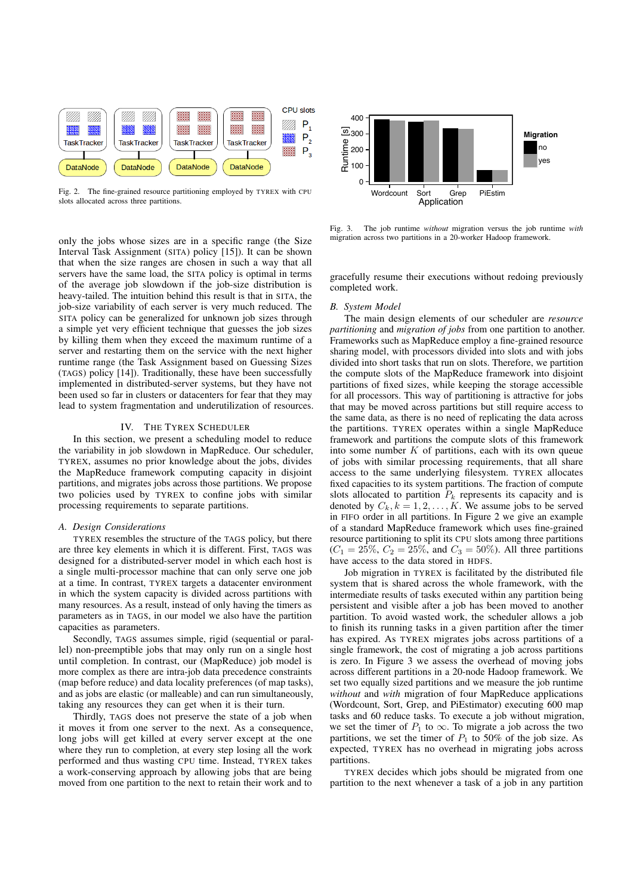Fig. 2. The fine-grained resource partitioning employed by TYREX with CPU slots allocated across three partitions.

Fig. 3. The job runtime *without* migration versus the job runtime *with* migration across two partitions in a 20-worker Hadoop framework.

only the jobs whose sizes are in a specific range (the Size Interval Task Assignment (SITA) policy [15]). It can be shown that when the size ranges are chosen in such a way that all servers have the same load, the SITA policy is optimal in terms of the average job slowdown if the job-size distribution is heavy-tailed. The intuition behind this result is that in SITA, the job-size variability of each server is very much reduced. The SITA policy can be generalized for unknown job sizes through a simple yet very efficient technique that guesses the job sizes by killing them when they exceed the maximum runtime of a server and restarting them on the service with the next higher runtime range (the Task Assignment based on Guessing Sizes (TAGS) policy [14]). Traditionally, these have been successfully implemented in distributed-server systems, but they have not been used so far in clusters or datacenters for fear that they may lead to system fragmentation and underutilization of resources.

## IV. The Tyrex Scheduler

In this section, we present a scheduling model to reduce the variability in job slowdown in MapReduce. Our scheduler, TYREX, assumes no prior knowledge about the jobs, divides the MapReduce framework computing capacity in disjoint partitions, and migrates jobs across those partitions. We propose two policies used by TYREX to confine jobs with similar processing requirements to separate partitions.

### A. Design Considerations

TYREX resembles the structure of the TAGS policy, but there are three key elements in which it is different. First, TAGS was designed for a distributed-server model in which each host is a single multi-processor machine that can only serve one job at a time. In contrast, TYREX targets a datacenter environment in which the system capacity is divided across partitions with many resources. As a result, instead of only having the timers as parameters as in TAGS, in our model we also have the partition capacities as parameters.

Secondly, TAGS assumes simple, rigid (sequential or parallel) non-preemptible jobs that may only run on a single host until completion. In contrast, our (MapReduce) job model is more complex as there are intra-job data precedence constraints (map before reduce) and data locality preferences (of map tasks), and as jobs are elastic (or malleable) and can run simultaneously, taking any resources they can get when it is their turn.

Thirdly, TAGS does not preserve the state of a job when it moves it from one server to the next. As a consequence, long jobs will get killed at every server except at the one where they run to completion, at every step losing all the work performed and thus wasting CPU time. Instead, TYREX takes a work-conserving approach by allowing jobs that that are being moved from one partition to the next to retain their work and to gracefully resume their executions without redoing previously completed work.

### B. System Model

The main design elements of our scheduler are *resource partitioning* and *migration of jobs* from one partition to another. Frameworks such as MapReduce employ a fine-grained resource sharing model, with processors divided into slots and with jobs divided into short tasks that run on slots. Therefore, we partition the compute slots of the MapReduce framework into disjoint partitions of fixed sizes, while keeping the storage accessible for all processors. This way of partitioning is attractive for jobs that may be moved across partitions but still require access to the same data, as there is no need of replicating the data across the partitions. TYREX operates within a single MapReduce framework and partitions the compute slots of this framework into some number $K$ of partitions, each with its own queue of jobs with similar processing requirements, that all share access to the same underlying filesystem. TYREX allocates fixed capacities to its system partitions. The fraction of compute slots allocated to partition $P_k$ represents its capacity and is denoted by $C_k, k = 1, 2, \ldots, K$. We assume jobs to be served in FIFO order in all partitions. In Figure 2 we give an example of a standard MapReduce framework which uses fine-grained resource partitioning to split its CPU slots among three partitions ($C_1 = 25\%$, $C_2 = 25\%$, and $C_3 = 50\%$). All three partitions have access to the data stored in HDFS.

Job migration in TYREX is facilitated by the distributed file system that is shared across the whole framework, with the intermediate results of tasks executed within any partition being persistent and visible after a job has been moved to another partition. To avoid wasted work, the scheduler allows a job to finish its running tasks in a given partition after the timer has expired. As TYREX migrates jobs across partitions of a single framework, the cost of migrating a job across partitions is zero. In Figure 3 we assess the overhead of moving jobs across different partitions in a 20-node Hadoop framework. We set two equally sized partitions and we measure the job runtime *without* and *with* migration of four MapReduce applications (Wordcount, Sort, Grep, and PiEstimator) executing 600 map tasks and 60 reduce tasks. To execute a job without migration, we set the timer of $P_1$ to $\infty$. To migrate a job across the two partitions, we set the timer of $P_1$ to 50% of the job size. As expected, TYREX has no overhead in migrating jobs across partitions.

TYREX decides which jobs should be migrated from one partition to the next whenever a task of a job in any partition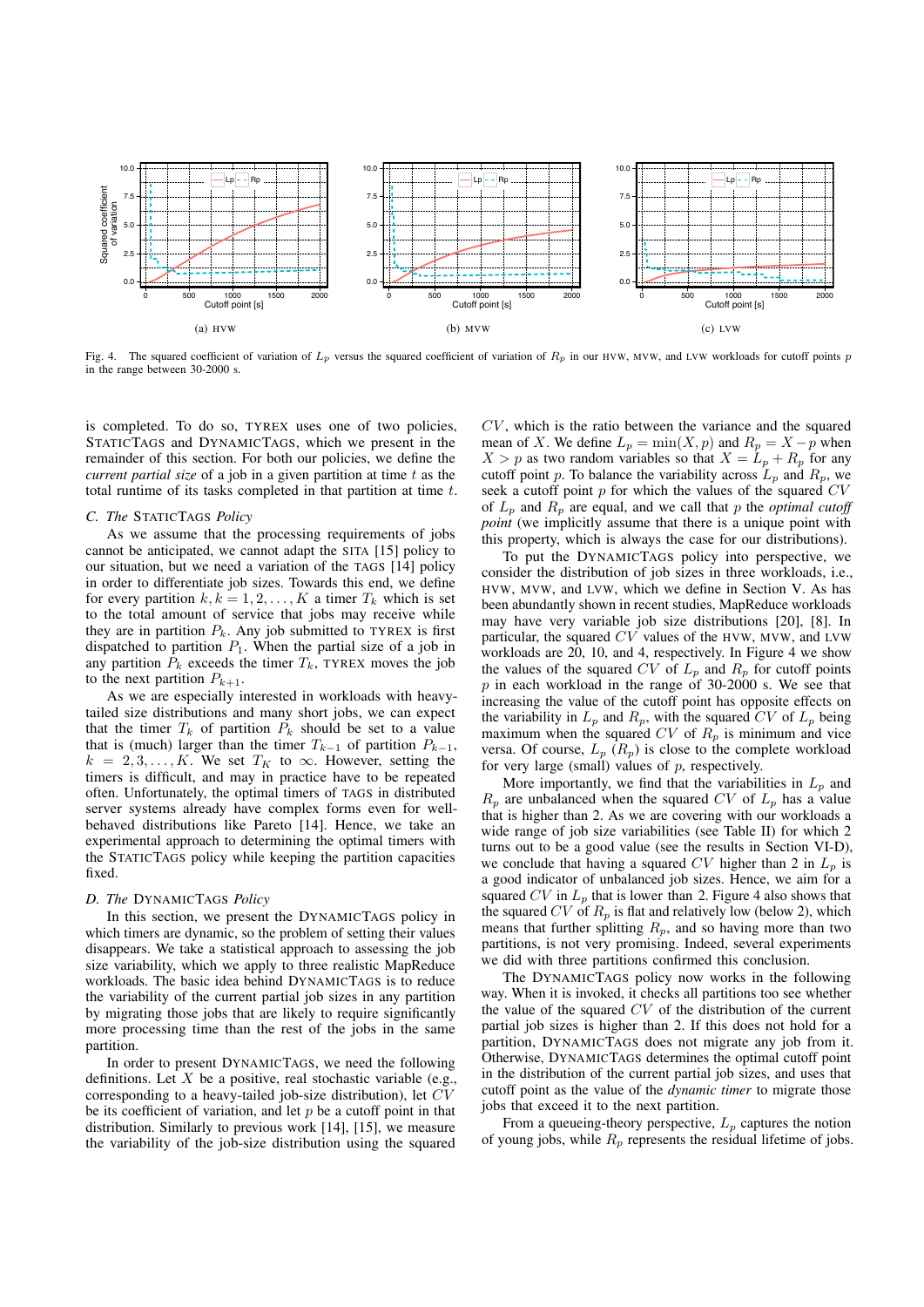Fig. 4. The squared coefficient of variation of $L_p$ versus the squared coefficient of variation of $R_p$ in our HVW, MVW, and LVW workloads for cutoff points $p$ in the range between 30-2000 s.

is completed. To do so, TYREX uses one of two policies, STATICTAGS and DYNAMICTAGS, which we present in the remainder of this section. For both our policies, we define the *current partial size* of a job in a given partition at time $t$ as the total runtime of its tasks completed in that partition at time $t$.

### C. The STATICTAGS Policy

As we assume that the processing requirements of jobs cannot be anticipated, we cannot adapt the SITA [15] policy to our situation, but we need a variation of the TAGS [14] policy in order to differentiate job sizes. Towards this end, we define for every partition $k, k = 1, 2, \ldots, K$ a timer $T_k$ which is set to the total amount of service that jobs may receive while they are in partition $P_k$. Any job submitted to TYREX is first dispatched to partition $P_1$. When the partial size of a job in any partition $P_k$ exceeds the timer $T_k$, TYREX moves the job to the next partition $P_{k+1}$.

As we are especially interested in workloads with heavy-tailed size distributions and many short jobs, we can expect that the timer $T_k$ of partition $P_k$ should be set to a value that is (much) larger than the timer $T_{k-1}$ of partition $P_{k-1}$, $k = 2, 3, \ldots, K$. We set $T_K$ to $\infty$. However, setting the timers is difficult, and may in practice have to be repeated often. Unfortunately, the optimal timers of TAGS in distributed server systems already have complex forms even for well-behaved distributions like Pareto [14]. Hence, we take an experimental approach to determining the optimal timers with the STATICTAGS policy while keeping the partition capacities fixed.

### D. The DYNAMICTAGS Policy

In this section, we present the DYNAMICTAGS policy in which timers are dynamic, so the problem of setting their values disappears. We take a statistical approach to assessing the job size variability, which we apply to three realistic MapReduce workloads. The basic idea behind DYNAMICTAGS is to reduce the variability of the current partial job sizes in any partition by migrating those jobs that are likely to require significantly more processing time than the rest of the jobs in the same partition.

In order to present DYNAMICTAGS, we need the following definitions. Let $X$ be a positive, real stochastic variable (e.g., corresponding to a heavy-tailed job-size distribution), let $CV$ be its coefficient of variation, and let $p$ be a cutoff point in that distribution. Similarly to previous work [14], [15], we measure the variability of the job-size distribution using the squared $CV$, which is the ratio between the variance and the squared mean of $X$. We define $L_p = \min(X, p)$ and $R_p = X - p$ when $X > p$ as two random variables so that $X = L_p + R_p$ for any cutoff point $p$. To balance the variability across $L_p$ and $R_p$, we seek a cutoff point $p$ for which the values of the squared $CV$ of $L_p$ and $R_p$ are equal, and we call that $p$ the *optimal cutoff point* (we implicitly assume that there is a unique point with this property, which is always the case for our distributions).

To put the DYNAMICTAGS policy into perspective, we consider the distribution of job sizes in three workloads, i.e., HVW, MVW, and LVW, which we define in Section V. As has been abundantly shown in recent studies, MapReduce workloads may have very variable job size distributions [20], [8]. In particular, the squared $CV$ values of the HVW, MVW, and LVW workloads are 20, 10, and 4, respectively. In Figure 4 we show the values of the squared $CV$ of $L_p$ and $R_p$ for cutoff points $p$ in each workload in the range of 30-2000 s. We see that increasing the value of the cutoff point has opposite effects on the variability in $L_p$ and $R_p$, with the squared $CV$ of $L_p$ being maximum when the squared $CV$ of $R_p$ is minimum and vice versa. Of course, $L_p$ ($R_p$) is close to the complete workload for very large (small) values of $p$, respectively.

More importantly, we find that the variabilities in $L_p$ and $R_p$ are unbalanced when the squared $CV$ of $L_p$ has a value that is higher than 2. As we are covering with our workloads a wide range of job size variabilities (see Table II) for which 2 turns out to be a good value (see the results in Section VI-D), we conclude that having a squared $CV$ higher than 2 in $L_p$ is a good indicator of unbalanced job sizes. Hence, we aim for a squared $CV$ in $L_p$ that is lower than 2. Figure 4 also shows that the squared $CV$ of $R_p$ is flat and relatively low (below 2), which means that further splitting $R_p$, and so having more than two partitions, is not very promising. Indeed, several experiments we did with three partitions confirmed this conclusion.

The DYNAMICTAGS policy now works in the following way. When it is invoked, it checks all partitions too see whether the value of the squared $CV$ of the distribution of the current partial job sizes is higher than 2. If this does not hold for a partition, DYNAMICTAGS does not migrate any job from it. Otherwise, DYNAMICTAGS determines the optimal cutoff point in the distribution of the current partial job sizes, and uses that cutoff point as the value of the *dynamic timer* to migrate those jobs that exceed it to the next partition.

From a queueing-theory perspective, $L_p$ captures the notion of young jobs, while $R_p$ represents the residual lifetime of jobs.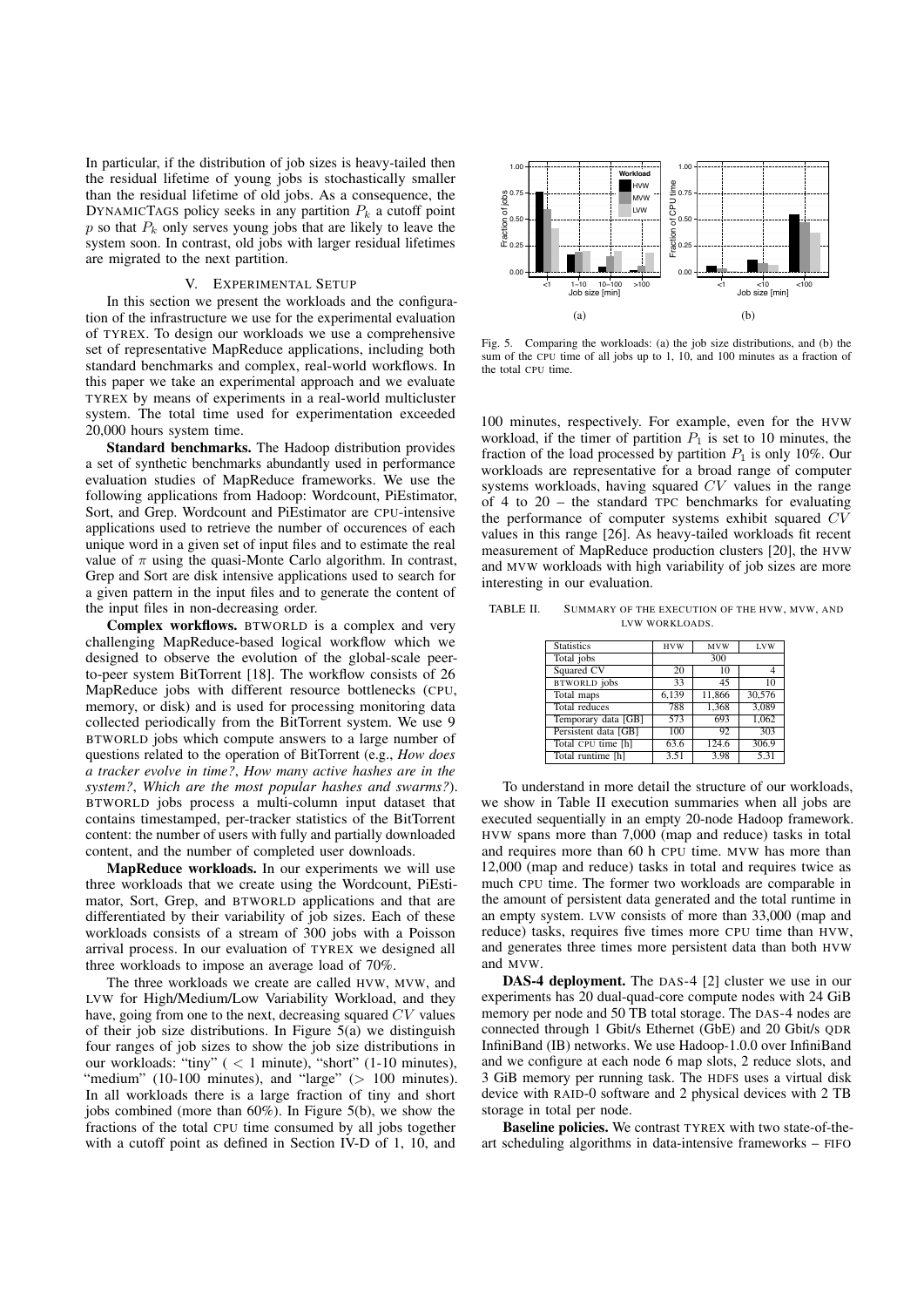In particular, if the distribution of job sizes is heavy-tailed then the residual lifetime of young jobs is stochastically smaller than the residual lifetime of old jobs. As a consequence, the DYNAMICTAGS policy seeks in any partition $P_k$ a cutoff point $p$ so that $P_k$ only serves young jobs that are likely to leave the system soon. In contrast, old jobs with larger residual lifetimes are migrated to the next partition.

## V. Experimental Setup

In this section we present the workloads and the configuration of the infrastructure we use for the experimental evaluation of TYREX. To design our workloads we use a comprehensive set of representative MapReduce applications, including both standard benchmarks and complex, real-world workflows. In this paper we take an experimental approach and we evaluate TYREX by means of experiments in a real-world multicluster system. The total time used for experimentation exceeded 20,000 hours system time.

**Standard benchmarks.** The Hadoop distribution provides a set of synthetic benchmarks abundantly used in performance evaluation studies of MapReduce frameworks. We use the following applications from Hadoop: Wordcount, PiEstimator, Sort, and Grep. Wordcount and PiEstimator are CPU-intensive applications used to retrieve the number of occurences of each unique word in a given set of input files and to estimate the real value of $\pi$ using the quasi-Monte Carlo algorithm. In contrast, Grep and Sort are disk intensive applications used to search for a given pattern in the input files and to generate the content of the input files in non-decreasing order.

**Complex workflows.** BTWORLD is a complex and very challenging MapReduce-based logical workflow which we designed to observe the evolution of the global-scale peer-to-peer system BitTorrent [18]. The workflow consists of 26 MapReduce jobs with different resource bottlenecks (CPU, memory, or disk) and is used for processing monitoring data collected periodically from the BitTorrent system. We use 9 BTWORLD jobs which compute answers to a large number of questions related to the operation of BitTorrent (e.g., *How does a tracker evolve in time?*, *How many active hashes are in the system?*, *Which are the most popular hashes and swarms?*). BTWORLD jobs process a multi-column input dataset that contains timestamped, per-tracker statistics of the BitTorrent content: the number of users with fully and partially downloaded content, and the number of completed user downloads.

**MapReduce workloads.** In our experiments we will use three workloads that we create using the Wordcount, PiEstimator, Sort, Grep, and BTWORLD applications and that are differentiated by their variability of job sizes. Each of these workloads consists of a stream of 300 jobs with a Poisson arrival process. In our evaluation of TYREX we designed all three workloads to impose an average load of 70%.

The three workloads we create are called HVW, MVW, and LVW for High/Medium/Low Variability Workload, and they have, going from one to the next, decreasing squared $CV$ values of their job size distributions. In Figure 5(a) we distinguish four ranges of job sizes to show the job size distributions in our workloads: "tiny" ( $<$ 1 minute), "short" (1-10 minutes), "medium" (10-100 minutes), and "large" ($>$ 100 minutes). In all workloads there is a large fraction of tiny and short jobs combined (more than 60%). In Figure 5(b), we show the fractions of the total CPU time consumed by all jobs together with a cutoff point as defined in Section IV-D of 1, 10, and 100 minutes, respectively. For example, even for the HVW workload, if the timer of partition $P_1$ is set to 10 minutes, the fraction of the load processed by partition $P_1$ is only 10%. Our workloads are representative for a broad range of computer systems workloads, having squared $CV$ values in the range of 4 to 20 – the standard TPC benchmarks for evaluating the performance of computer systems exhibit squared $CV$ values in this range [26]. As heavy-tailed workloads fit recent measurement of MapReduce production clusters [20], the HVW and MVW workloads with high variability of job sizes are more interesting in our evaluation.

Fig. 5. Comparing the workloads: (a) the job size distributions, and (b) the sum of the CPU time of all jobs up to 1, 10, and 100 minutes as a fraction of the total CPU time.

TABLE II. Summary of the execution of the HVW, MVW, and LVW workloads.

| Statistics | HVW | MVW | LVW |
|---|---|---|---|
| Total jobs | | 300 | |
| Squared CV | 20 | 10 | 4 |
| BTWORLD jobs | 33 | 45 | 10 |
| Total maps | 6,139 | 11,866 | 30,576 |
| Total reduces | 788 | 1,368 | 3,089 |
| Temporary data [GB] | 573 | 693 | 1,062 |
| Persistent data [GB] | 100 | 92 | 303 |
| Total CPU time [h] | 63.6 | 124.6 | 306.9 |
| Total runtime [h] | 3.51 | 3.98 | 5.31 |

To understand in more detail the structure of our workloads, we show in Table II execution summaries when all jobs are executed sequentially in an empty 20-node Hadoop framework. HVW spans more than 7,000 (map and reduce) tasks in total and requires more than 60 h CPU time. MVW has more than 12,000 (map and reduce) tasks in total and requires twice as much CPU time. The former two workloads are comparable in the amount of persistent data generated and the total runtime in an empty system. LVW consists of more than 33,000 (map and reduce) tasks, requires five times more CPU time than HVW, and generates three times more persistent data than both HVW and MVW.

**DAS-4 deployment.** The DAS-4 [2] cluster we use in our experiments has 20 dual-quad-core compute nodes with 24 GiB memory per node and 50 TB total storage. The DAS-4 nodes are connected through 1 Gbit/s Ethernet (GbE) and 20 Gbit/s QDR InfiniBand (IB) networks. We use Hadoop-1.0.0 over InfiniBand and we configure at each node 6 map slots, 2 reduce slots, and 3 GiB memory per running task. The HDFS uses a virtual disk device with RAID-0 software and 2 physical devices with 2 TB storage in total per node.

**Baseline policies.** We contrast TYREX with two state-of-the-art scheduling algorithms in data-intensive frameworks – FIFO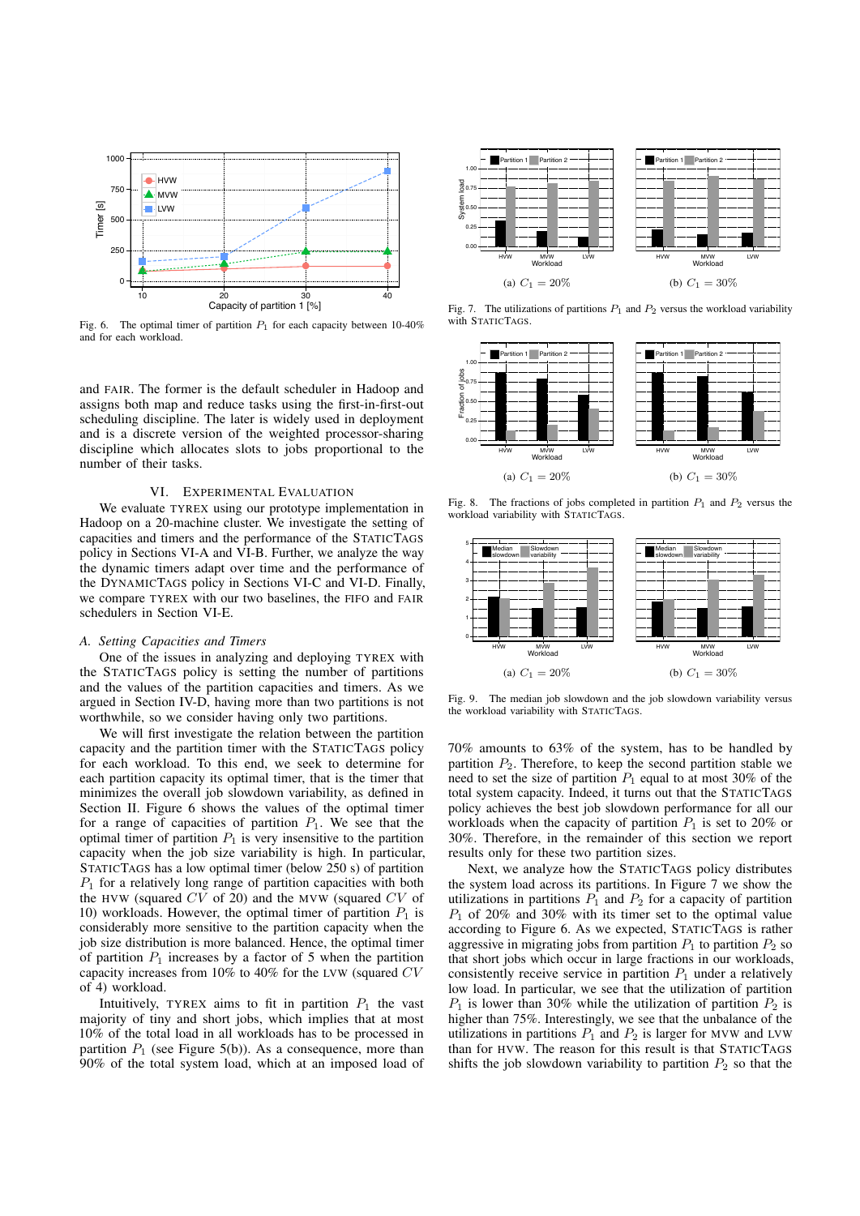Fig. 6. The optimal timer of partition $P_1$ for each capacity between 10-40% and for each workload.

and FAIR. The former is the default scheduler in Hadoop and assigns both map and reduce tasks using the first-in-first-out scheduling discipline. The later is widely used in deployment and is a discrete version of the weighted processor-sharing discipline which allocates slots to jobs proportional to the number of their tasks.

## VI. Experimental Evaluation

We evaluate TYREX using our prototype implementation in Hadoop on a 20-machine cluster. We investigate the setting of capacities and timers and the performance of the STATICTAGS policy in Sections VI-A and VI-B. Further, we analyze the way the dynamic timers adapt over time and the performance of the DYNAMICTAGS policy in Sections VI-C and VI-D. Finally, we compare TYREX with our two baselines, the FIFO and FAIR schedulers in Section VI-E.

### *A. Setting Capacities and Timers*

One of the issues in analyzing and deploying TYREX with the STATICTAGS policy is setting the number of partitions and the values of the partition capacities and timers. As we argued in Section IV-D, having more than two partitions is not worthwhile, so we consider having only two partitions.

We will first investigate the relation between the partition capacity and the partition timer with the STATICTAGS policy for each workload. To this end, we seek to determine for each partition capacity its optimal timer, that is the timer that minimizes the overall job slowdown variability, as defined in Section II. Figure 6 shows the values of the optimal timer for a range of capacities of partition $P_1$. We see that the optimal timer of partition $P_1$ is very insensitive to the partition capacity when the job size variability is high. In particular, STATICTAGS has a low optimal timer (below 250 s) of partition $P_1$ for a relatively long range of partition capacities with both the HVW (squared $CV$ of 20) and the MVW (squared $CV$ of 10) workloads. However, the optimal timer of partition $P_1$ is considerably more sensitive to the partition capacity when the job size distribution is more balanced. Hence, the optimal timer of partition $P_1$ increases by a factor of 5 when the partition capacity increases from 10% to 40% for the LVW (squared $CV$ of 4) workload.

Intuitively, TYREX aims to fit in partition $P_1$ the vast majority of tiny and short jobs, which implies that at most 10% of the total load in all workloads has to be processed in partition $P_1$ (see Figure 5(b)). As a consequence, more than 90% of the total system load, which at an imposed load of

(a) $C_1 = 20\%$ (b) $C_1 = 30\%$

Fig. 7. The utilizations of partitions $P_1$ and $P_2$ versus the workload variability with STATICTAGS.

(a) $C_1 = 20\%$ (b) $C_1 = 30\%$

Fig. 8. The fractions of jobs completed in partition $P_1$ and $P_2$ versus the workload variability with STATICTAGS.

(a) $C_1 = 20\%$ (b) $C_1 = 30\%$

Fig. 9. The median job slowdown and the job slowdown variability versus the workload variability with STATICTAGS.

70% amounts to 63% of the system, has to be handled by partition $P_2$. Therefore, to keep the second partition stable we need to set the size of partition $P_1$ equal to at most 30% of the total system capacity. Indeed, it turns out that the STATICTAGS policy achieves the best job slowdown performance for all our workloads when the capacity of partition $P_1$ is set to 20% or 30%. Therefore, in the remainder of this section we report results only for these two partition sizes.

Next, we analyze how the STATICTAGS policy distributes the system load across its partitions. In Figure 7 we show the utilizations in partitions $P_1$ and $P_2$ for a capacity of partition $P_1$ of 20% and 30% with its timer set to the optimal value according to Figure 6. As we expected, STATICTAGS is rather aggressive in migrating jobs from partition $P_1$ to partition $P_2$ so that short jobs which occur in large fractions in our workloads, consistently receive service in partition $P_1$ under a relatively low load. In particular, we see that the utilization of partition $P_1$ is lower than 30% while the utilization of partition $P_2$ is higher than 75%. Interestingly, we see that the unbalance of the utilizations in partitions $P_1$ and $P_2$ is larger for MVW and LVW than for HVW. The reason for this result is that STATICTAGS shifts the job slowdown variability to partition $P_2$ so that the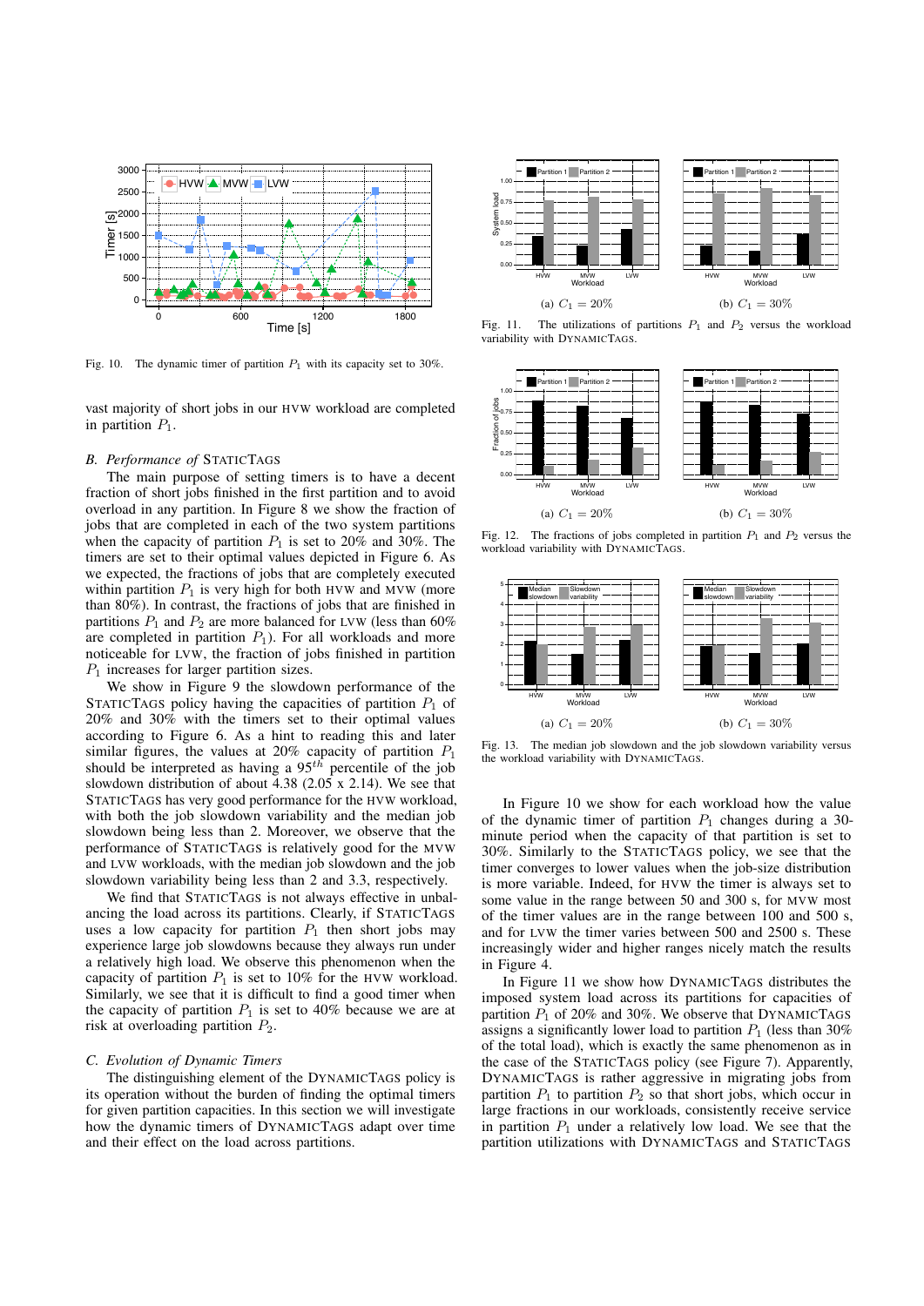Fig. 10. The dynamic timer of partition $P_1$ with its capacity set to 30%.

vast majority of short jobs in our HVW workload are completed in partition $P_1$.

### B. Performance of StaticTags

The main purpose of setting timers is to have a decent fraction of short jobs finished in the first partition and to avoid overload in any partition. In Figure 8 we show the fraction of jobs that are completed in each of the two system partitions when the capacity of partition $P_1$ is set to 20% and 30%. The timers are set to their optimal values depicted in Figure 6. As we expected, the fractions of jobs that are completely executed within partition $P_1$ is very high for both HVW and MVW (more than 80%). In contrast, the fractions of jobs that are finished in partitions $P_1$ and $P_2$ are more balanced for LVW (less than 60% are completed in partition $P_1$). For all workloads and more noticeable for LVW, the fraction of jobs finished in partition $P_1$ increases for larger partition sizes.

We show in Figure 9 the slowdown performance of the StaticTags policy having the capacities of partition $P_1$ of 20% and 30% with the timers set to their optimal values according to Figure 6. As a hint to reading this and later similar figures, the values at 20% capacity of partition $P_1$ should be interpreted as having a $95^{th}$ percentile of the job slowdown distribution of about 4.38 (2.05 x 2.14). We see that StaticTags has very good performance for the HVW workload, with both the job slowdown variability and the median job slowdown being less than 2. Moreover, we observe that the performance of StaticTags is relatively good for the MVW and LVW workloads, with the median job slowdown and the job slowdown variability being less than 2 and 3.3, respectively.

We find that StaticTags is not always effective in unbalancing the load across its partitions. Clearly, if StaticTags uses a low capacity for partition $P_1$ then short jobs may experience large job slowdowns because they always run under a relatively high load. We observe this phenomenon when the capacity of partition $P_1$ is set to 10% for the HVW workload. Similarly, we see that it is difficult to find a good timer when the capacity of partition $P_1$ is set to 40% because we are at risk at overloading partition $P_2$.

### C. Evolution of Dynamic Timers

The distinguishing element of the DynamicTags policy is its operation without the burden of finding the optimal timers for given partition capacities. In this section we will investigate how the dynamic timers of DynamicTags adapt over time and their effect on the load across partitions.

Fig. 11. The utilizations of partitions $P_1$ and $P_2$ versus the workload variability with DynamicTags. (a) $C_1 = 20\%$ (b) $C_1 = 30\%$

Fig. 12. The fractions of jobs completed in partition $P_1$ and $P_2$ versus the workload variability with DynamicTags. (a) $C_1 = 20\%$ (b) $C_1 = 30\%$

Fig. 13. The median job slowdown and the job slowdown variability versus the workload variability with DynamicTags. (a) $C_1 = 20\%$ (b) $C_1 = 30\%$

In Figure 10 we show for each workload how the value of the dynamic timer of partition $P_1$ changes during a 30-minute period when the capacity of that partition is set to 30%. Similarly to the StaticTags policy, we see that the timer converges to lower values when the job-size distribution is more variable. Indeed, for HVW the timer is always set to some value in the range between 50 and 300 s, for MVW most of the timer values are in the range between 100 and 500 s, and for LVW the timer varies between 500 and 2500 s. These increasingly wider and higher ranges nicely match the results in Figure 4.

In Figure 11 we show how DynamicTags distributes the imposed system load across its partitions for capacities of partition $P_1$ of 20% and 30%. We observe that DynamicTags assigns a significantly lower load to partition $P_1$ (less than 30% of the total load), which is exactly the same phenomenon as in the case of the StaticTags policy (see Figure 7). Apparently, DynamicTags is rather aggressive in migrating jobs from partition $P_1$ to partition $P_2$ so that short jobs, which occur in large fractions in our workloads, consistently receive service in partition $P_1$ under a relatively low load. We see that the partition utilizations with DynamicTags and StaticTags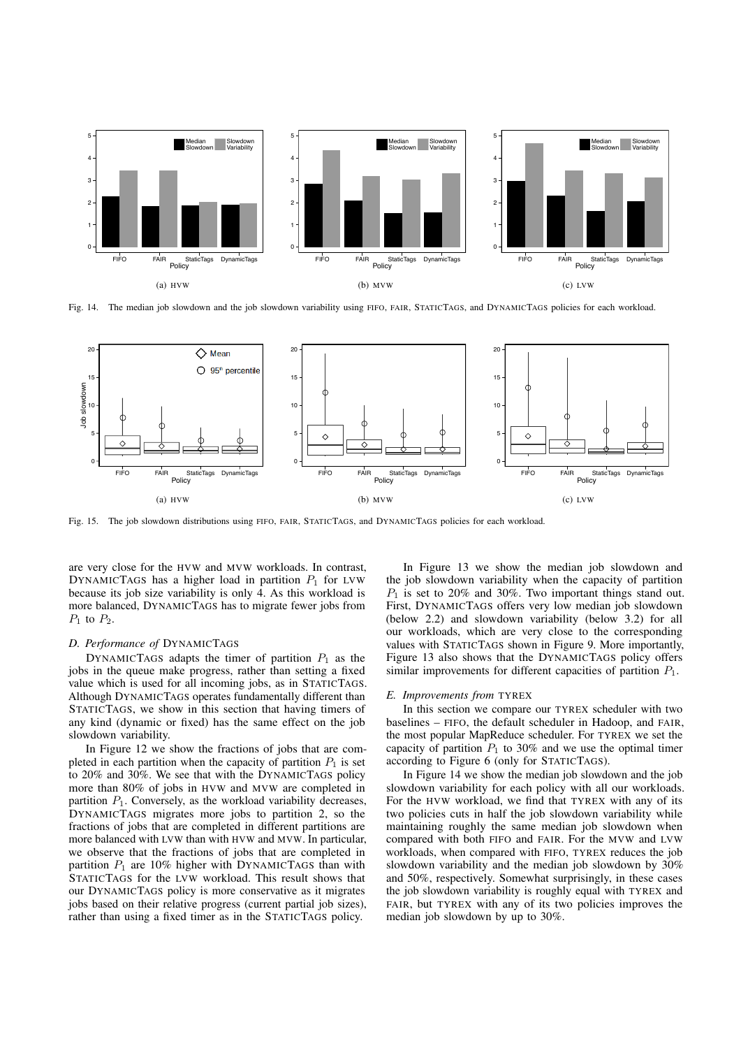Fig. 14. The median job slowdown and the job slowdown variability using FIFO, FAIR, STATICTAGS, and DYNAMICTAGS policies for each workload.

Fig. 15. The job slowdown distributions using FIFO, FAIR, STATICTAGS, and DYNAMICTAGS policies for each workload.

are very close for the HVW and MVW workloads. In contrast, DYNAMICTAGS has a higher load in partition $P_1$ for LVW because its job size variability is only 4. As this workload is more balanced, DYNAMICTAGS has to migrate fewer jobs from $P_1$ to $P_2$.

### *D. Performance of* DYNAMICTAGS

DYNAMICTAGS adapts the timer of partition $P_1$ as the jobs in the queue make progress, rather than setting a fixed value which is used for all incoming jobs, as in STATICTAGS. Although DYNAMICTAGS operates fundamentally different than STATICTAGS, we show in this section that having timers of any kind (dynamic or fixed) has the same effect on the job slowdown variability.

In Figure 12 we show the fractions of jobs that are completed in each partition when the capacity of partition $P_1$ is set to 20% and 30%. We see that with the DYNAMICTAGS policy more than 80% of jobs in HVW and MVW are completed in partition $P_1$. Conversely, as the workload variability decreases, DYNAMICTAGS migrates more jobs to partition 2, so the fractions of jobs that are completed in different partitions are more balanced with LVW than with HVW and MVW. In particular, we observe that the fractions of jobs that are completed in partition $P_1$ are 10% higher with DYNAMICTAGS than with STATICTAGS for the LVW workload. This result shows that our DYNAMICTAGS policy is more conservative as it migrates jobs based on their relative progress (current partial job sizes), rather than using a fixed timer as in the STATICTAGS policy.

In Figure 13 we show the median job slowdown and the job slowdown variability when the capacity of partition $P_1$ is set to 20% and 30%. Two important things stand out. First, DYNAMICTAGS offers very low median job slowdown (below 2.2) and slowdown variability (below 3.2) for all our workloads, which are very close to the corresponding values with STATICTAGS shown in Figure 9. More importantly, Figure 13 also shows that the DYNAMICTAGS policy offers similar improvements for different capacities of partition $P_1$.

### *E. Improvements from* TYREX

In this section we compare our TYREX scheduler with two baselines – FIFO, the default scheduler in Hadoop, and FAIR, the most popular MapReduce scheduler. For TYREX we set the capacity of partition $P_1$ to 30% and we use the optimal timer according to Figure 6 (only for STATICTAGS).

In Figure 14 we show the median job slowdown and the job slowdown variability for each policy with all our workloads. For the HVW workload, we find that TYREX with any of its two policies cuts in half the job slowdown variability while maintaining roughly the same median job slowdown when compared with both FIFO and FAIR. For the MVW and LVW workloads, when compared with FIFO, TYREX reduces the job slowdown variability and the median job slowdown by 30% and 50%, respectively. Somewhat surprisingly, in these cases the job slowdown variability is roughly equal with TYREX and FAIR, but TYREX with any of its two policies improves the median job slowdown by up to 30%.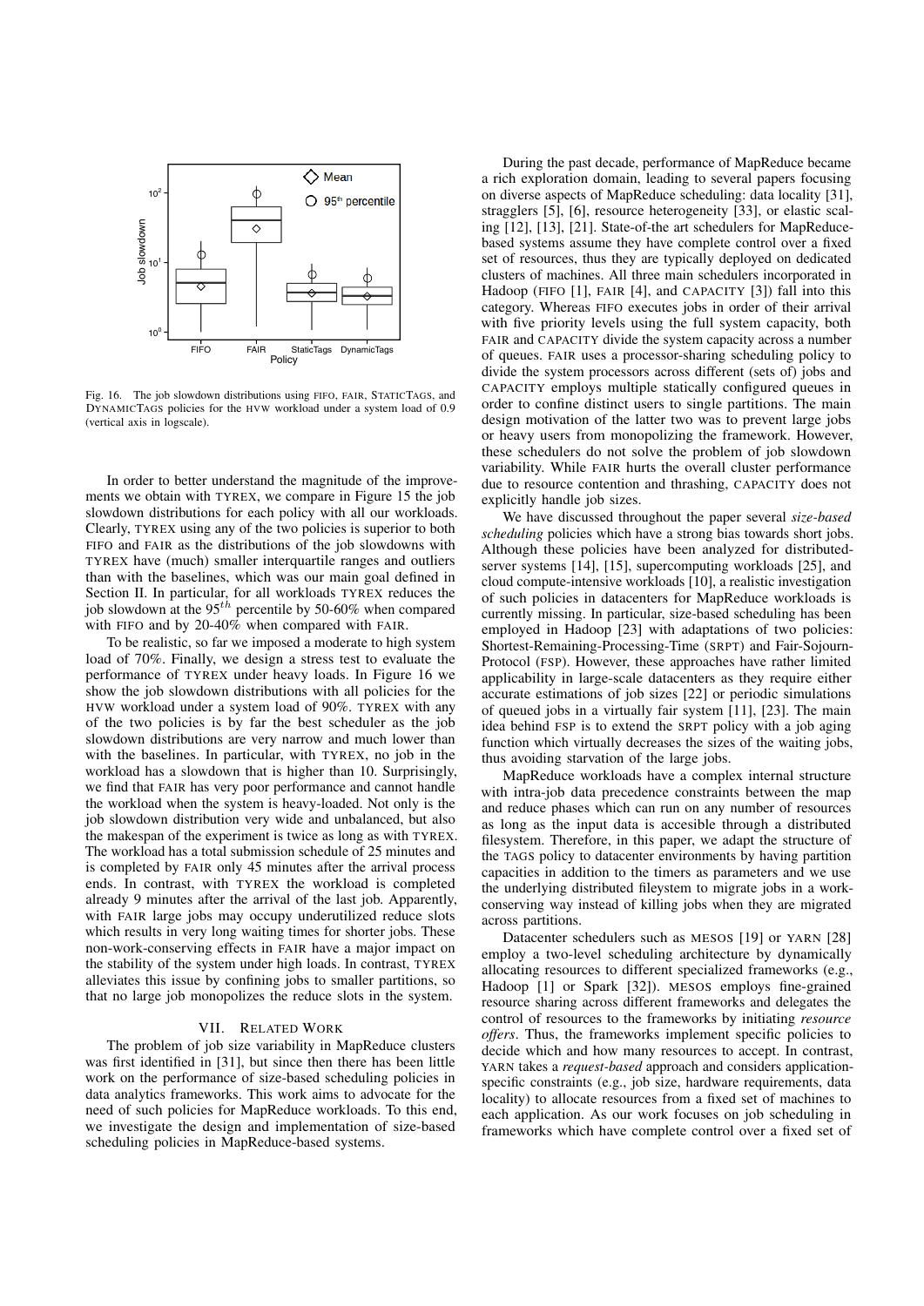Fig. 16. The job slowdown distributions using FIFO, FAIR, STATICTAGS, and DYNAMICTAGS policies for the HVW workload under a system load of 0.9 (vertical axis in logscale).

In order to better understand the magnitude of the improvements we obtain with TYREX, we compare in Figure 15 the job slowdown distributions for each policy with all our workloads. Clearly, TYREX using any of the two policies is superior to both FIFO and FAIR as the distributions of the job slowdowns with TYREX have (much) smaller interquartile ranges and outliers than with the baselines, which was our main goal defined in Section II. In particular, for all workloads TYREX reduces the job slowdown at the $95^{th}$ percentile by 50-60% when compared with FIFO and by 20-40% when compared with FAIR.

To be realistic, so far we imposed a moderate to high system load of 70%. Finally, we design a stress test to evaluate the performance of TYREX under heavy loads. In Figure 16 we show the job slowdown distributions with all policies for the HVW workload under a system load of 90%. TYREX with any of the two policies is by far the best scheduler as the job slowdown distributions are very narrow and much lower than with the baselines. In particular, with TYREX, no job in the workload has a slowdown that is higher than 10. Surprisingly, we find that FAIR has very poor performance and cannot handle the workload when the system is heavy-loaded. Not only is the job slowdown distribution very wide and unbalanced, but also the makespan of the experiment is twice as long as with TYREX. The workload has a total submission schedule of 25 minutes and is completed by FAIR only 45 minutes after the arrival process ends. In contrast, with TYREX the workload is completed already 9 minutes after the arrival of the last job. Apparently, with FAIR large jobs may occupy underutilized reduce slots which results in very long waiting times for shorter jobs. These non-work-conserving effects in FAIR have a major impact on the stability of the system under high loads. In contrast, TYREX alleviates this issue by confining jobs to smaller partitions, so that no large job monopolizes the reduce slots in the system.

## VII. RELATED WORK

The problem of job size variability in MapReduce clusters was first identified in [31], but since then there has been little work on the performance of size-based scheduling policies in data analytics frameworks. This work aims to advocate for the need of such policies for MapReduce workloads. To this end, we investigate the design and implementation of size-based scheduling policies in MapReduce-based systems.

During the past decade, performance of MapReduce became a rich exploration domain, leading to several papers focusing on diverse aspects of MapReduce scheduling: data locality [31], stragglers [5], [6], resource heterogeneity [33], or elastic scaling [12], [13], [21]. State-of-the art schedulers for MapReduce-based systems assume they have complete control over a fixed set of resources, thus they are typically deployed on dedicated clusters of machines. All three main schedulers incorporated in Hadoop (FIFO [1], FAIR [4], and CAPACITY [3]) fall into this category. Whereas FIFO executes jobs in order of their arrival with five priority levels using the full system capacity, both FAIR and CAPACITY divide the system capacity across a number of queues. FAIR uses a processor-sharing scheduling policy to divide the system processors across different (sets of) jobs and CAPACITY employs multiple statically configured queues in order to confine distinct users to single partitions. The main design motivation of the latter two was to prevent large jobs or heavy users from monopolizing the framework. However, these schedulers do not solve the problem of job slowdown variability. While FAIR hurts the overall cluster performance due to resource contention and thrashing, CAPACITY does not explicitly handle job sizes.

We have discussed throughout the paper several *size-based scheduling* policies which have a strong bias towards short jobs. Although these policies have been analyzed for distributed-server systems [14], [15], supercomputing workloads [25], and cloud compute-intensive workloads [10], a realistic investigation of such policies in datacenters for MapReduce workloads is currently missing. In particular, size-based scheduling has been employed in Hadoop [23] with adaptations of two policies: Shortest-Remaining-Processing-Time (SRPT) and Fair-Sojourn-Protocol (FSP). However, these approaches have rather limited applicability in large-scale datacenters as they require either accurate estimations of job sizes [22] or periodic simulations of queued jobs in a virtually fair system [11], [23]. The main idea behind FSP is to extend the SRPT policy with a job aging function which virtually decreases the sizes of the waiting jobs, thus avoiding starvation of the large jobs.

MapReduce workloads have a complex internal structure with intra-job data precedence constraints between the map and reduce phases which can run on any number of resources as long as the input data is accesible through a distributed filesystem. Therefore, in this paper, we adapt the structure of the TAGS policy to datacenter environments by having partition capacities in addition to the timers as parameters and we use the underlying distributed fileystem to migrate jobs in a work-conserving way instead of killing jobs when they are migrated across partitions.

Datacenter schedulers such as MESOS [19] or YARN [28] employ a two-level scheduling architecture by dynamically allocating resources to different specialized frameworks (e.g., Hadoop [1] or Spark [32]). MESOS employs fine-grained resource sharing across different frameworks and delegates the control of resources to the frameworks by initiating *resource offers*. Thus, the frameworks implement specific policies to decide which and how many resources to accept. In contrast, YARN takes a *request-based* approach and considers application-specific constraints (e.g., job size, hardware requirements, data locality) to allocate resources from a fixed set of machines to each application. As our work focuses on job scheduling in frameworks which have complete control over a fixed set of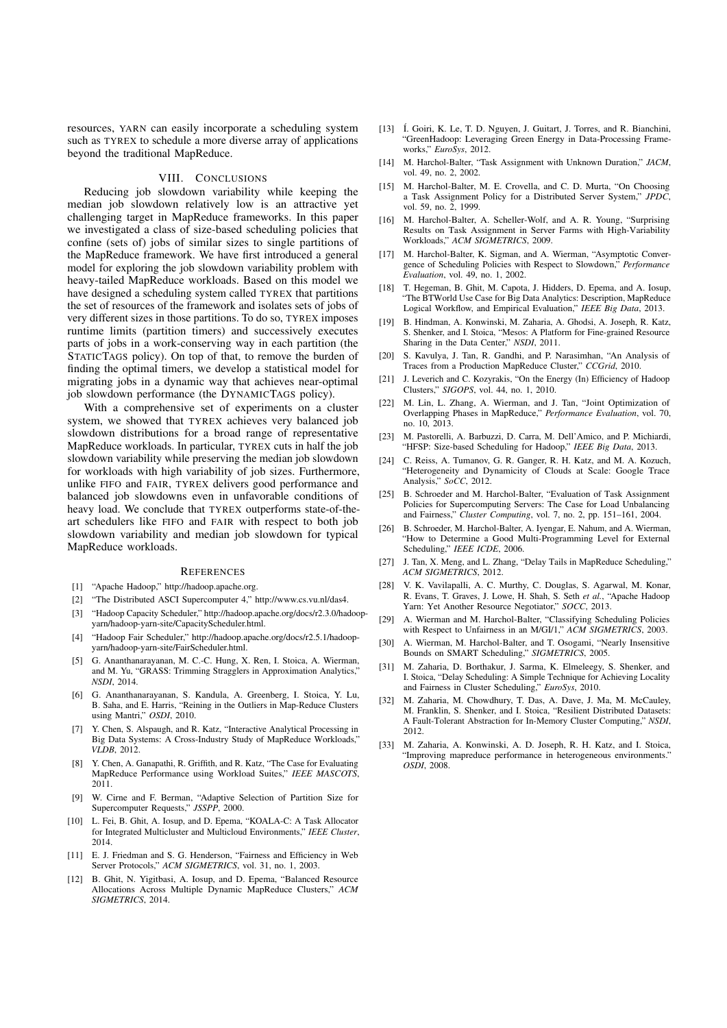resources, YARN can easily incorporate a scheduling system such as TYREX to schedule a more diverse array of applications beyond the traditional MapReduce.

## VIII. Conclusions

Reducing job slowdown variability while keeping the median job slowdown relatively low is an attractive yet challenging target in MapReduce frameworks. In this paper we investigated a class of size-based scheduling policies that confine (sets of) jobs of similar sizes to single partitions of the MapReduce framework. We have first introduced a general model for exploring the job slowdown variability problem with heavy-tailed MapReduce workloads. Based on this model we have designed a scheduling system called TYREX that partitions the set of resources of the framework and isolates sets of jobs of very different sizes in those partitions. To do so, TYREX imposes runtime limits (partition timers) and successively executes parts of jobs in a work-conserving way in each partition (the STATICTAGS policy). On top of that, to remove the burden of finding the optimal timers, we develop a statistical model for migrating jobs in a dynamic way that achieves near-optimal job slowdown performance (the DYNAMICTAGS policy).

With a comprehensive set of experiments on a cluster system, we showed that TYREX achieves very balanced job slowdown distributions for a broad range of representative MapReduce workloads. In particular, TYREX cuts in half the job slowdown variability while preserving the median job slowdown for workloads with high variability of job sizes. Furthermore, unlike FIFO and FAIR, TYREX delivers good performance and balanced job slowdowns even in unfavorable conditions of heavy load. We conclude that TYREX outperforms state-of-the-art schedulers like FIFO and FAIR with respect to both job slowdown variability and median job slowdown for typical MapReduce workloads.

## References

[1] "Apache Hadoop," http://hadoop.apache.org.

[2] "The Distributed ASCI Supercomputer 4," http://www.cs.vu.nl/das4.

[3] "Hadoop Capacity Scheduler," http://hadoop.apache.org/docs/r2.3.0/hadoop-yarn/hadoop-yarn-site/CapacityScheduler.html.

[4] "Hadoop Fair Scheduler," http://hadoop.apache.org/docs/r2.5.1/hadoop-yarn/hadoop-yarn-site/FairScheduler.html.

[5] G. Ananthanarayanan, M. C.-C. Hung, X. Ren, I. Stoica, A. Wierman, and M. Yu, "GRASS: Trimming Stragglers in Approximation Analytics," *NSDI*, 2014.

[6] G. Ananthanarayanan, S. Kandula, A. Greenberg, I. Stoica, Y. Lu, B. Saha, and E. Harris, "Reining in the Outliers in Map-Reduce Clusters using Mantri," *OSDI*, 2010.

[7] Y. Chen, S. Alspaugh, and R. Katz, "Interactive Analytical Processing in Big Data Systems: A Cross-Industry Study of MapReduce Workloads," *VLDB*, 2012.

[8] Y. Chen, A. Ganapathi, R. Griffith, and R. Katz, "The Case for Evaluating MapReduce Performance using Workload Suites," *IEEE MASCOTS*, 2011.

[9] W. Cirne and F. Berman, "Adaptive Selection of Partition Size for Supercomputer Requests," *JSSPP*, 2000.

[10] L. Fei, B. Ghit, A. Iosup, and D. Epema, "KOALA-C: A Task Allocator for Integrated Multicluster and Multicloud Environments," *IEEE Cluster*, 2014.

[11] E. J. Friedman and S. G. Henderson, "Fairness and Efficiency in Web Server Protocols," *ACM SIGMETRICS*, vol. 31, no. 1, 2003.

[12] B. Ghit, N. Yigitbasi, A. Iosup, and D. Epema, "Balanced Resource Allocations Across Multiple Dynamic MapReduce Clusters," *ACM SIGMETRICS*, 2014.

[13] Í. Goiri, K. Le, T. D. Nguyen, J. Guitart, J. Torres, and R. Bianchini, "GreenHadoop: Leveraging Green Energy in Data-Processing Frameworks," *EuroSys*, 2012.

[14] M. Harchol-Balter, "Task Assignment with Unknown Duration," *JACM*, vol. 49, no. 2, 2002.

[15] M. Harchol-Balter, M. E. Crovella, and C. D. Murta, "On Choosing a Task Assignment Policy for a Distributed Server System," *JPDC*, vol. 59, no. 2, 1999.

[16] M. Harchol-Balter, A. Scheller-Wolf, and A. R. Young, "Surprising Results on Task Assignment in Server Farms with High-Variability Workloads," *ACM SIGMETRICS*, 2009.

[17] M. Harchol-Balter, K. Sigman, and A. Wierman, "Asymptotic Convergence of Scheduling Policies with Respect to Slowdown," *Performance Evaluation*, vol. 49, no. 1, 2002.

[18] T. Hegeman, B. Ghit, M. Capota, J. Hidders, D. Epema, and A. Iosup, "The BTWorld Use Case for Big Data Analytics: Description, MapReduce Logical Workflow, and Empirical Evaluation," *IEEE Big Data*, 2013.

[19] B. Hindman, A. Konwinski, M. Zaharia, A. Ghodsi, A. Joseph, R. Katz, S. Shenker, and I. Stoica, "Mesos: A Platform for Fine-grained Resource Sharing in the Data Center," *NSDI*, 2011.

[20] S. Kavulya, J. Tan, R. Gandhi, and P. Narasimhan, "An Analysis of Traces from a Production MapReduce Cluster," *CCGrid*, 2010.

[21] J. Leverich and C. Kozyrakis, "On the Energy (In) Efficiency of Hadoop Clusters," *SIGOPS*, vol. 44, no. 1, 2010.

[22] M. Lin, L. Zhang, A. Wierman, and J. Tan, "Joint Optimization of Overlapping Phases in MapReduce," *Performance Evaluation*, vol. 70, no. 10, 2013.

[23] M. Pastorelli, A. Barbuzzi, D. Carra, M. Dell'Amico, and P. Michiardi, "HFSP: Size-based Scheduling for Hadoop," *IEEE Big Data*, 2013.

[24] C. Reiss, A. Tumanov, G. R. Ganger, R. H. Katz, and M. A. Kozuch, "Heterogeneity and Dynamicity of Clouds at Scale: Google Trace Analysis," *SoCC*, 2012.

[25] B. Schroeder and M. Harchol-Balter, "Evaluation of Task Assignment Policies for Supercomputing Servers: The Case for Load Unbalancing and Fairness," *Cluster Computing*, vol. 7, no. 2, pp. 151–161, 2004.

[26] B. Schroeder, M. Harchol-Balter, A. Iyengar, E. Nahum, and A. Wierman, "How to Determine a Good Multi-Programming Level for External Scheduling," *IEEE ICDE*, 2006.

[27] J. Tan, X. Meng, and L. Zhang, "Delay Tails in MapReduce Scheduling," *ACM SIGMETRICS*, 2012.

[28] V. K. Vavilapalli, A. C. Murthy, C. Douglas, S. Agarwal, M. Konar, R. Evans, T. Graves, J. Lowe, H. Shah, S. Seth *et al.*, "Apache Hadoop Yarn: Yet Another Resource Negotiator," *SOCC*, 2013.

[29] A. Wierman and M. Harchol-Balter, "Classifying Scheduling Policies with Respect to Unfairness in an M/GI/1," *ACM SIGMETRICS*, 2003.

[30] A. Wierman, M. Harchol-Balter, and T. Osogami, "Nearly Insensitive Bounds on SMART Scheduling," *SIGMETRICS*, 2005.

[31] M. Zaharia, D. Borthakur, J. Sarma, K. Elmeleegy, S. Shenker, and I. Stoica, "Delay Scheduling: A Simple Technique for Achieving Locality and Fairness in Cluster Scheduling," *EuroSys*, 2010.

[32] M. Zaharia, M. Chowdhury, T. Das, A. Dave, J. Ma, M. McCauley, M. Franklin, S. Shenker, and I. Stoica, "Resilient Distributed Datasets: A Fault-Tolerant Abstraction for In-Memory Cluster Computing," *NSDI*, 2012.

[33] M. Zaharia, A. Konwinski, A. D. Joseph, R. H. Katz, and I. Stoica, "Improving mapreduce performance in heterogeneous environments." *OSDI*, 2008.